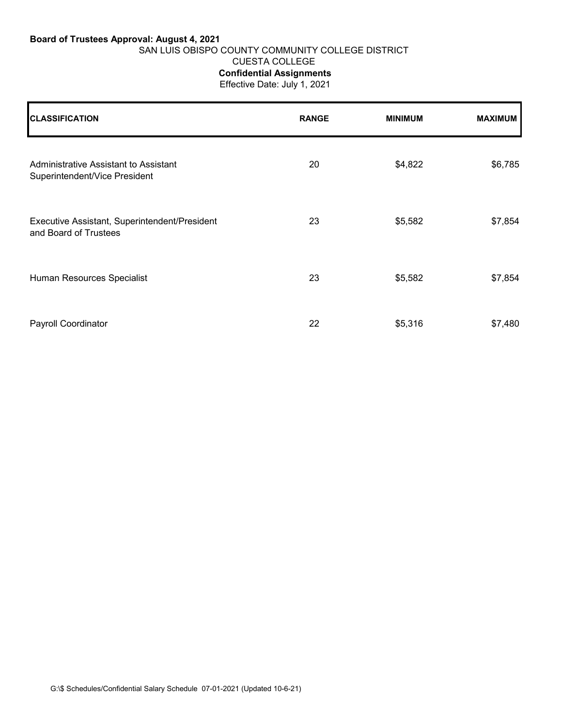**Board of Trustees Approval: August 4, 2021**

SAN LUIS OBISPO COUNTY COMMUNITY COLLEGE DISTRICT

CUESTA COLLEGE

**Confidential Assignments**

Effective Date: July 1, 2021

| CLASSIFICATION | RANGE | MINIMUM | MAXIMUM |
|---|---|---|---|
| Administrative Assistant to Assistant Superintendent/Vice President | 20 | $4,822 | $6,785 |
| Executive Assistant, Superintendent/President and Board of Trustees | 23 | $5,582 | $7,854 |
| Human Resources Specialist | 23 | $5,582 | $7,854 |
| Payroll Coordinator | 22 | $5,316 | $7,480 |

G:\$ Schedules/Confidential Salary Schedule 07-01-2021 (Updated 10-6-21)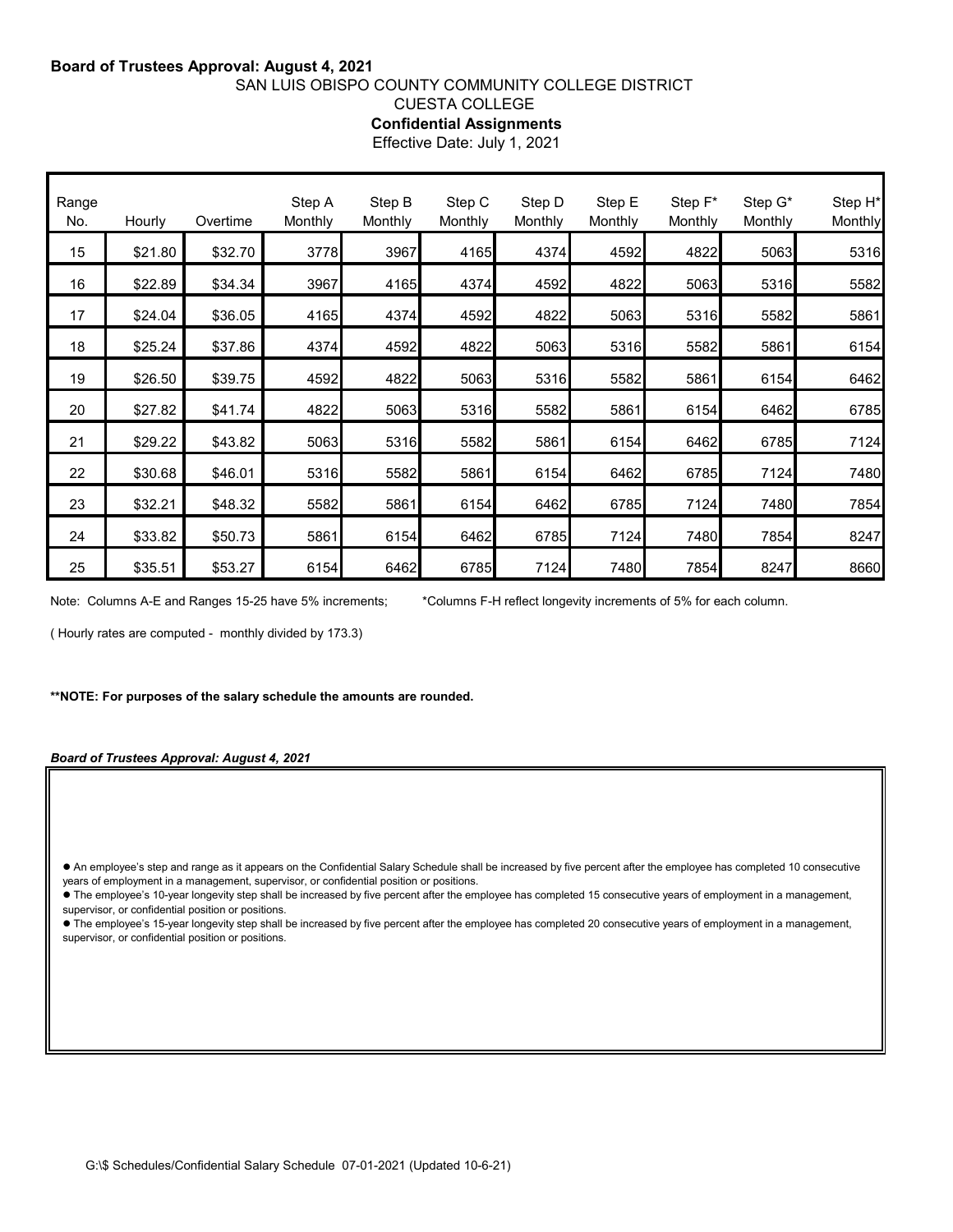**Board of Trustees Approval: August 4, 2021**

SAN LUIS OBISPO COUNTY COMMUNITY COLLEGE DISTRICT

CUESTA COLLEGE

**Confidential Assignments**

Effective Date: July 1, 2021

| Range No. | Hourly | Overtime | Step A Monthly | Step B Monthly | Step C Monthly | Step D Monthly | Step E Monthly | Step F* Monthly | Step G* Monthly | Step H* Monthly |
|---|---|---|---|---|---|---|---|---|---|---|
| 15 | $21.80 | $32.70 | 3778 | 3967 | 4165 | 4374 | 4592 | 4822 | 5063 | 5316 |
| 16 | $22.89 | $34.34 | 3967 | 4165 | 4374 | 4592 | 4822 | 5063 | 5316 | 5582 |
| 17 | $24.04 | $36.05 | 4165 | 4374 | 4592 | 4822 | 5063 | 5316 | 5582 | 5861 |
| 18 | $25.24 | $37.86 | 4374 | 4592 | 4822 | 5063 | 5316 | 5582 | 5861 | 6154 |
| 19 | $26.50 | $39.75 | 4592 | 4822 | 5063 | 5316 | 5582 | 5861 | 6154 | 6462 |
| 20 | $27.82 | $41.74 | 4822 | 5063 | 5316 | 5582 | 5861 | 6154 | 6462 | 6785 |
| 21 | $29.22 | $43.82 | 5063 | 5316 | 5582 | 5861 | 6154 | 6462 | 6785 | 7124 |
| 22 | $30.68 | $46.01 | 5316 | 5582 | 5861 | 6154 | 6462 | 6785 | 7124 | 7480 |
| 23 | $32.21 | $48.32 | 5582 | 5861 | 6154 | 6462 | 6785 | 7124 | 7480 | 7854 |
| 24 | $33.82 | $50.73 | 5861 | 6154 | 6462 | 6785 | 7124 | 7480 | 7854 | 8247 |
| 25 | $35.51 | $53.27 | 6154 | 6462 | 6785 | 7124 | 7480 | 7854 | 8247 | 8660 |

Note: Columns A-E and Ranges 15-25 have 5% increments; *Columns F-H reflect longevity increments of 5% for each column.

( Hourly rates are computed - monthly divided by 173.3)

**NOTE: For purposes of the salary schedule the amounts are rounded.**

***Board of Trustees Approval: August 4, 2021***

- An employee's step and range as it appears on the Confidential Salary Schedule shall be increased by five percent after the employee has completed 10 consecutive years of employment in a management, supervisor, or confidential position or positions.
- The employee's 10-year longevity step shall be increased by five percent after the employee has completed 15 consecutive years of employment in a management, supervisor, or confidential position or positions.
- The employee's 15-year longevity step shall be increased by five percent after the employee has completed 20 consecutive years of employment in a management, supervisor, or confidential position or positions.

G:\$ Schedules/Confidential Salary Schedule 07-01-2021 (Updated 10-6-21)